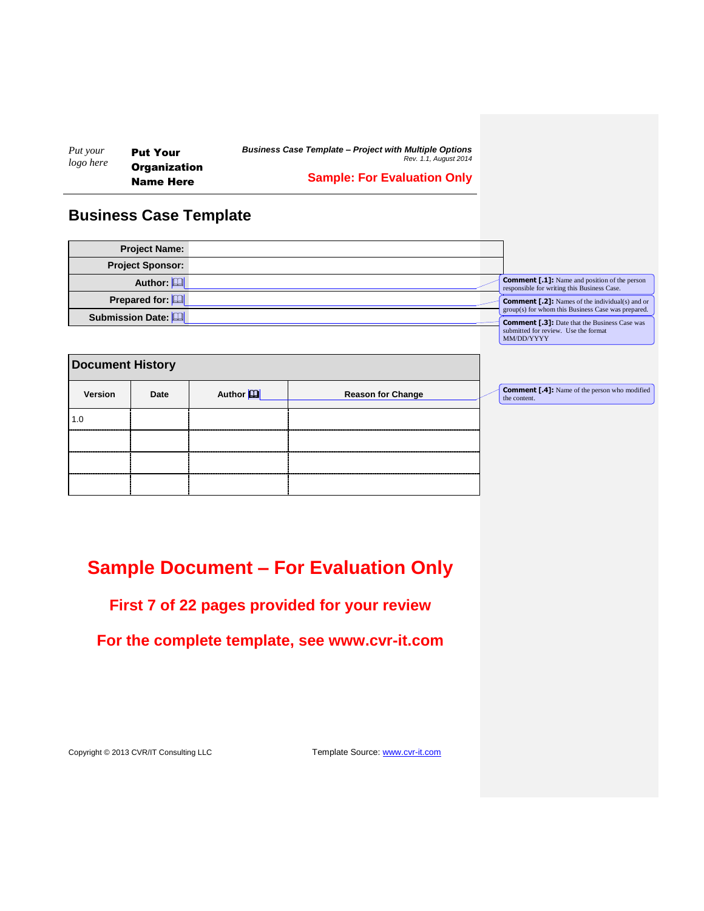*Put your logo here*

**Put Your Organization Name Here**

***Business Case Template – Project with Multiple Options***
*Rev. 1.1, August 2014*

**Sample: For Evaluation Only**

# Business Case Template

| | |
|---|---|
| **Project Name:** | |
| **Project Sponsor:** | |
| **Author:** | |
| **Prepared for:** | |
| **Submission Date:** | |

**Comment [.1]:** Name and position of the person responsible for writing this Business Case.

**Comment [.2]:** Names of the individual(s) and or group(s) for whom this Business Case was prepared.

**Comment [.3]:** Date that the Business Case was submitted for review. Use the format MM/DD/YYYY

## Document History

| Version | Date | Author | Reason for Change |
|---|---|---|---|
| 1.0 | | | |
| | | | |
| | | | |
| | | | |

**Comment [.4]:** Name of the person who modified the content.

## Sample Document – For Evaluation Only

### First 7 of 22 pages provided for your review

### For the complete template, see www.cvr-it.com

Copyright © 2013 CVR/IT Consulting LLC

Template Source: www.cvr-it.com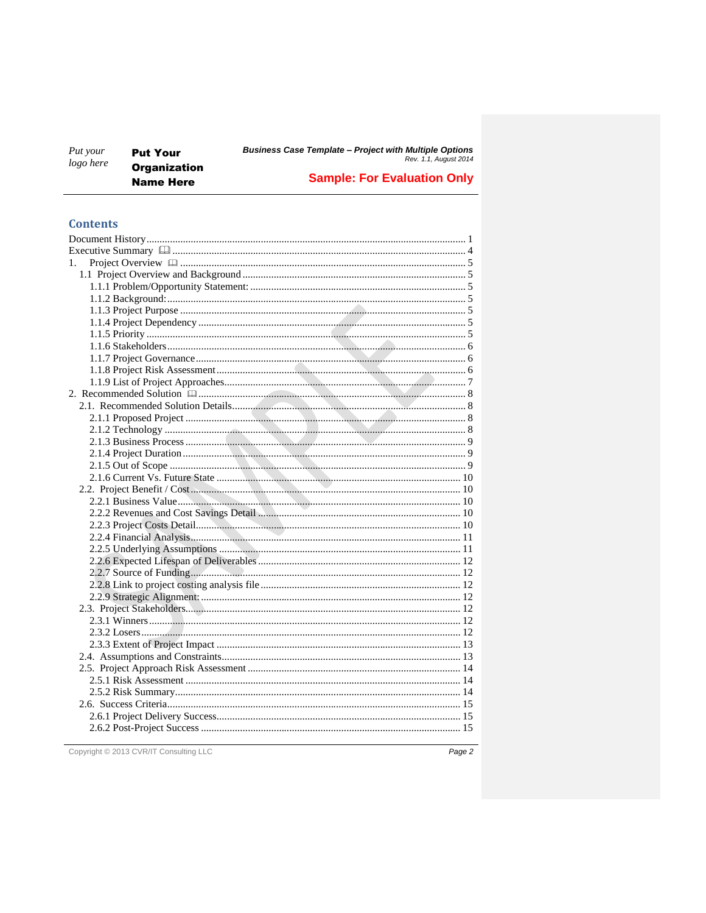## Contents

Document History ........................................................................................................ 1
Executive Summary ........................................................................................................ 4
1. Project Overview ........................................................................................................ 5
  1.1 Project Overview and Background ........................................................................ 5
    1.1.1 Problem/Opportunity Statement: ..................................................................... 5
    1.1.2 Background: ..................................................................................................... 5
    1.1.3 Project Purpose ................................................................................................ 5
    1.1.4 Project Dependency ......................................................................................... 5
    1.1.5 Priority ............................................................................................................. 5
    1.1.6 Stakeholders .................................................................................................... 6
    1.1.7 Project Governance .......................................................................................... 6
    1.1.8 Project Risk Assessment ................................................................................... 6
    1.1.9 List of Project Approaches ................................................................................ 7
2. Recommended Solution ................................................................................................ 8
  2.1. Recommended Solution Details ............................................................................. 8
    2.1.1 Proposed Project ............................................................................................... 8
    2.1.2 Technology ........................................................................................................ 8
    2.1.3 Business Process ................................................................................................ 9
    2.1.4 Project Duration ................................................................................................. 9
    2.1.5 Out of Scope ...................................................................................................... 9
    2.1.6 Current Vs. Future State .................................................................................. 10
  2.2. Project Benefit / Cost .......................................................................................... 10
    2.2.1 Business Value .................................................................................................. 10
    2.2.2 Revenues and Cost Savings Detail .................................................................. 10
    2.2.3 Project Costs Detail .......................................................................................... 10
    2.2.4 Financial Analysis .............................................................................................. 11
    2.2.5 Underlying Assumptions .................................................................................. 11
    2.2.6 Expected Lifespan of Deliverables .................................................................. 12
    2.2.7 Source of Funding ............................................................................................. 12
    2.2.8 Link to project costing analysis file ................................................................. 12
    2.2.9 Strategic Alignment: ......................................................................................... 12
  2.3. Project Stakeholders ............................................................................................ 12
    2.3.1 Winners ............................................................................................................. 12
    2.3.2 Losers ................................................................................................................ 12
    2.3.3 Extent of Project Impact .................................................................................. 13
  2.4. Assumptions and Constraints ............................................................................... 13
  2.5. Project Approach Risk Assessment ...................................................................... 14
    2.5.1 Risk Assessment ................................................................................................ 14
    2.5.2 Risk Summary .................................................................................................... 14
  2.6. Success Criteria ..................................................................................................... 15
    2.6.1 Project Delivery Success .................................................................................... 15
    2.6.2 Post-Project Success .......................................................................................... 15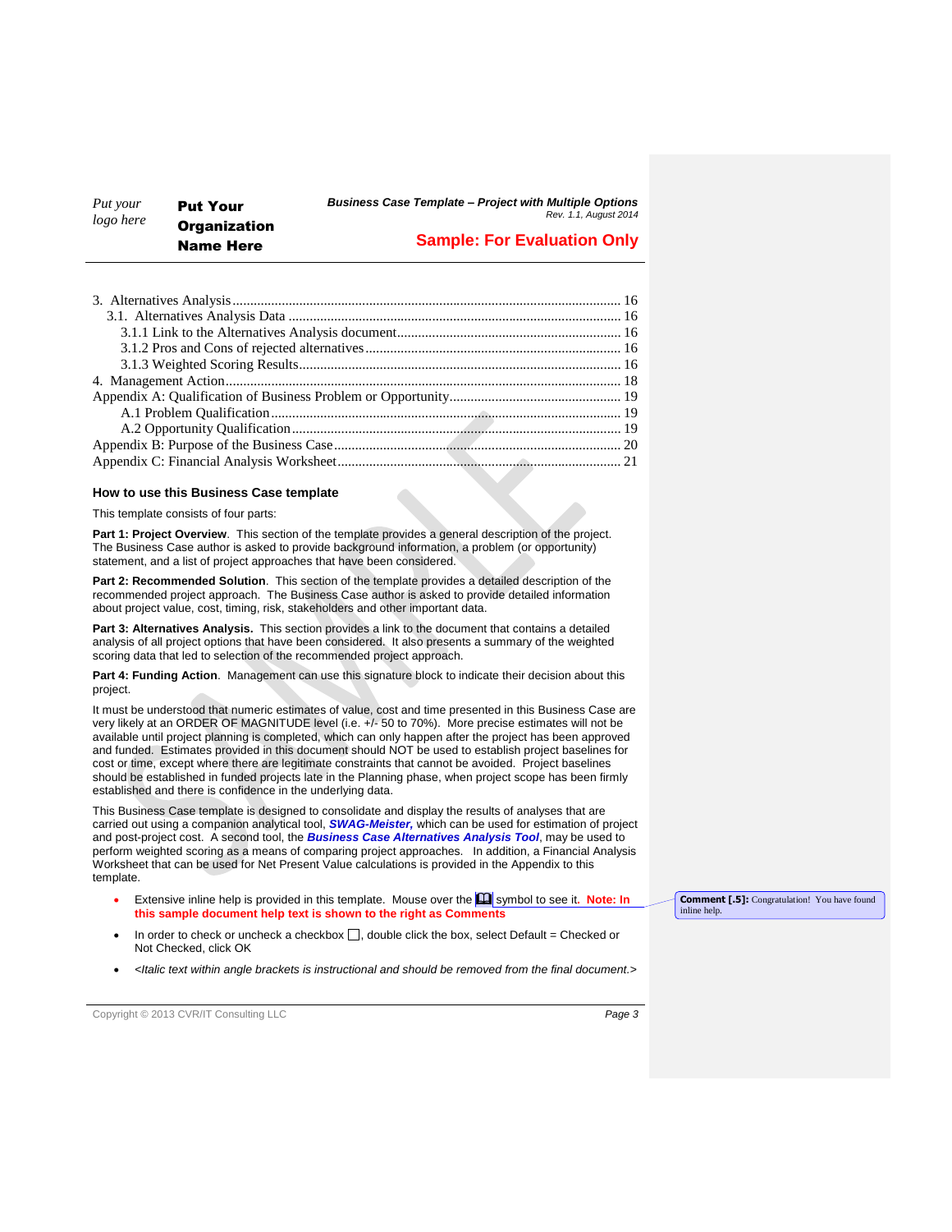3. Alternatives Analysis ............................................................................................................. 16
   3.1. Alternatives Analysis Data ............................................................................................ 16
      3.1.1 Link to the Alternatives Analysis document............................................................... 16
      3.1.2 Pros and Cons of rejected alternatives........................................................................ 16
      3.1.3 Weighted Scoring Results........................................................................................... 16
4. Management Action............................................................................................................... 18
Appendix A: Qualification of Business Problem or Opportunity................................................ 19
   A.1 Problem Qualification.................................................................................................. 19
   A.2 Opportunity Qualification............................................................................................ 19
Appendix B: Purpose of the Business Case................................................................................ 20
Appendix C: Financial Analysis Worksheet................................................................................ 21

### How to use this Business Case template

This template consists of four parts:

**Part 1: Project Overview**. This section of the template provides a general description of the project. The Business Case author is asked to provide background information, a problem (or opportunity) statement, and a list of project approaches that have been considered.

**Part 2: Recommended Solution**. This section of the template provides a detailed description of the recommended project approach. The Business Case author is asked to provide detailed information about project value, cost, timing, risk, stakeholders and other important data.

**Part 3: Alternatives Analysis.** This section provides a link to the document that contains a detailed analysis of all project options that have been considered. It also presents a summary of the weighted scoring data that led to selection of the recommended project approach.

**Part 4: Funding Action**. Management can use this signature block to indicate their decision about this project.

It must be understood that numeric estimates of value, cost and time presented in this Business Case are very likely at an ORDER OF MAGNITUDE level (i.e. +/- 50 to 70%). More precise estimates will not be available until project planning is completed, which can only happen after the project has been approved and funded. Estimates provided in this document should NOT be used to establish project baselines for cost or time, except where there are legitimate constraints that cannot be avoided. Project baselines should be established in funded projects late in the Planning phase, when project scope has been firmly established and there is confidence in the underlying data.

This Business Case template is designed to consolidate and display the results of analyses that are carried out using a companion analytical tool, ***SWAG-Meister,*** which can be used for estimation of project and post-project cost. A second tool, the ***Business Case Alternatives Analysis Tool***, may be used to perform weighted scoring as a means of comparing project approaches. In addition, a Financial Analysis Worksheet that can be used for Net Present Value calculations is provided in the Appendix to this template.

- Extensive inline help is provided in this template. Mouse over the 📖 symbol to see it. **Note: In this sample document help text is shown to the right as Comments**
- In order to check or uncheck a checkbox ☐, double click the box, select Default = Checked or Not Checked, click OK
- *<Italic text within angle brackets is instructional and should be removed from the final document.>*

**Comment [.5]:** Congratulation! You have found inline help.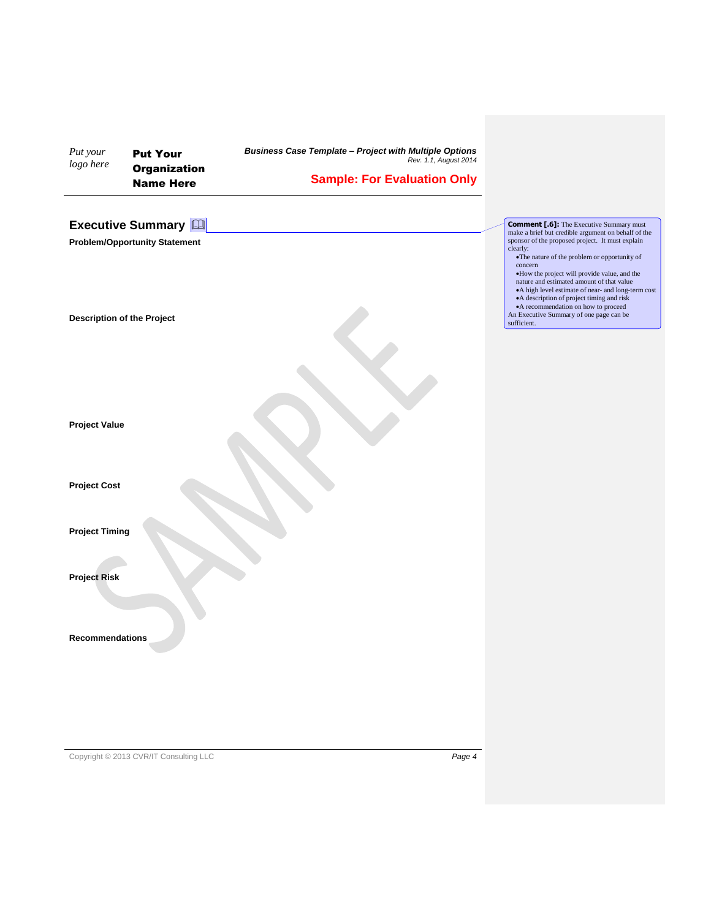## Executive Summary

**Problem/Opportunity Statement**

**Description of the Project**

**Project Value**

**Project Cost**

**Project Timing**

**Project Risk**

**Recommendations**

**Comment [.6]:** The Executive Summary must make a brief but credible argument on behalf of the sponsor of the proposed project. It must explain clearly:

- The nature of the problem or opportunity of concern
- How the project will provide value, and the nature and estimated amount of that value
- A high level estimate of near- and long-term cost
- A description of project timing and risk
- A recommendation on how to proceed

An Executive Summary of one page can be sufficient.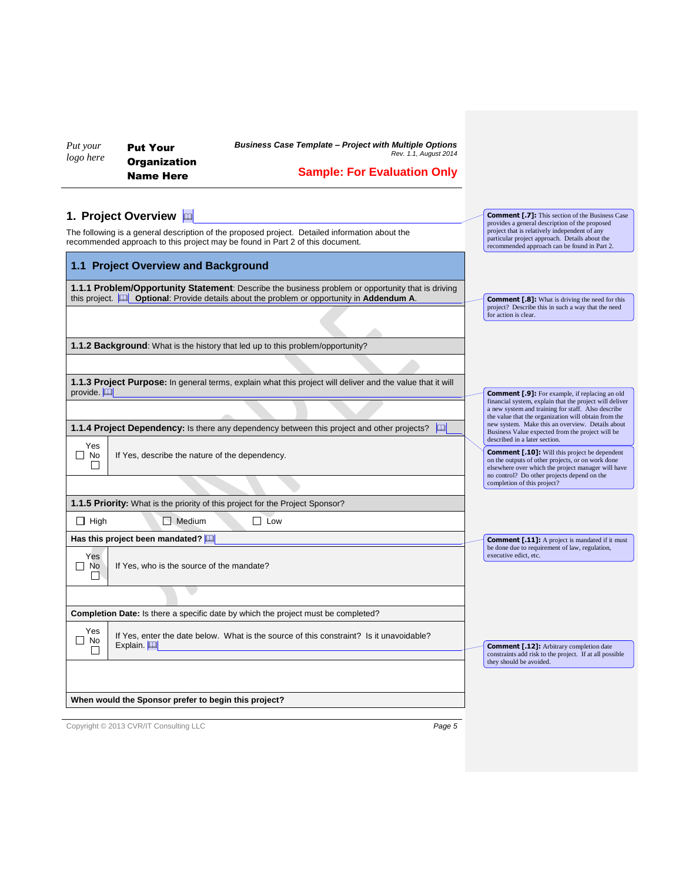# 1. Project Overview

The following is a general description of the proposed project. Detailed information about the recommended approach to this project may be found in Part 2 of this document.

> **Comment [.7]:** This section of the Business Case provides a general description of the proposed project that is relatively independent of any particular project approach. Details about the recommended approach can be found in Part 2.

## 1.1 Project Overview and Background

**1.1.1 Problem/Opportunity Statement**: Describe the business problem or opportunity that is driving this project. **Optional**: Provide details about the problem or opportunity in **Addendum A**.

> **Comment [.8]:** What is driving the need for this project? Describe this in such a way that the need for action is clear.

**1.1.2 Background**: What is the history that led up to this problem/opportunity?

**1.1.3 Project Purpose:** In general terms, explain what this project will deliver and the value that it will provide.

> **Comment [.9]:** For example, if replacing an old financial system, explain that the project will deliver a new system and training for staff. Also describe the value that the organization will obtain from the new system. Make this an overview. Details about Business Value expected from the project will be described in a later section.

**1.1.4 Project Dependency:** Is there any dependency between this project and other projects?

> **Comment [.10]:** Will this project be dependent on the outputs of other projects, or on work done elsewhere over which the project manager will have no control? Do other projects depend on the completion of this project?

| | |
|---|---|
| Yes ☐ No ☐ | If Yes, describe the nature of the dependency. |

**1.1.5 Priority:** What is the priority of this project for the Project Sponsor?

☐ High ☐ Medium ☐ Low

**Has this project been mandated?**

> **Comment [.11]:** A project is mandated if it must be done due to requirement of law, regulation, executive edict, etc.

| | |
|---|---|
| Yes ☐ No ☐ | If Yes, who is the source of the mandate? |

**Completion Date:** Is there a specific date by which the project must be completed?

| | |
|---|---|
| Yes ☐ No ☐ | If Yes, enter the date below. What is the source of this constraint? Is it unavoidable? Explain. |

> **Comment [.12]:** Arbitrary completion date constraints add risk to the project. If at all possible they should be avoided.

**When would the Sponsor prefer to begin this project?**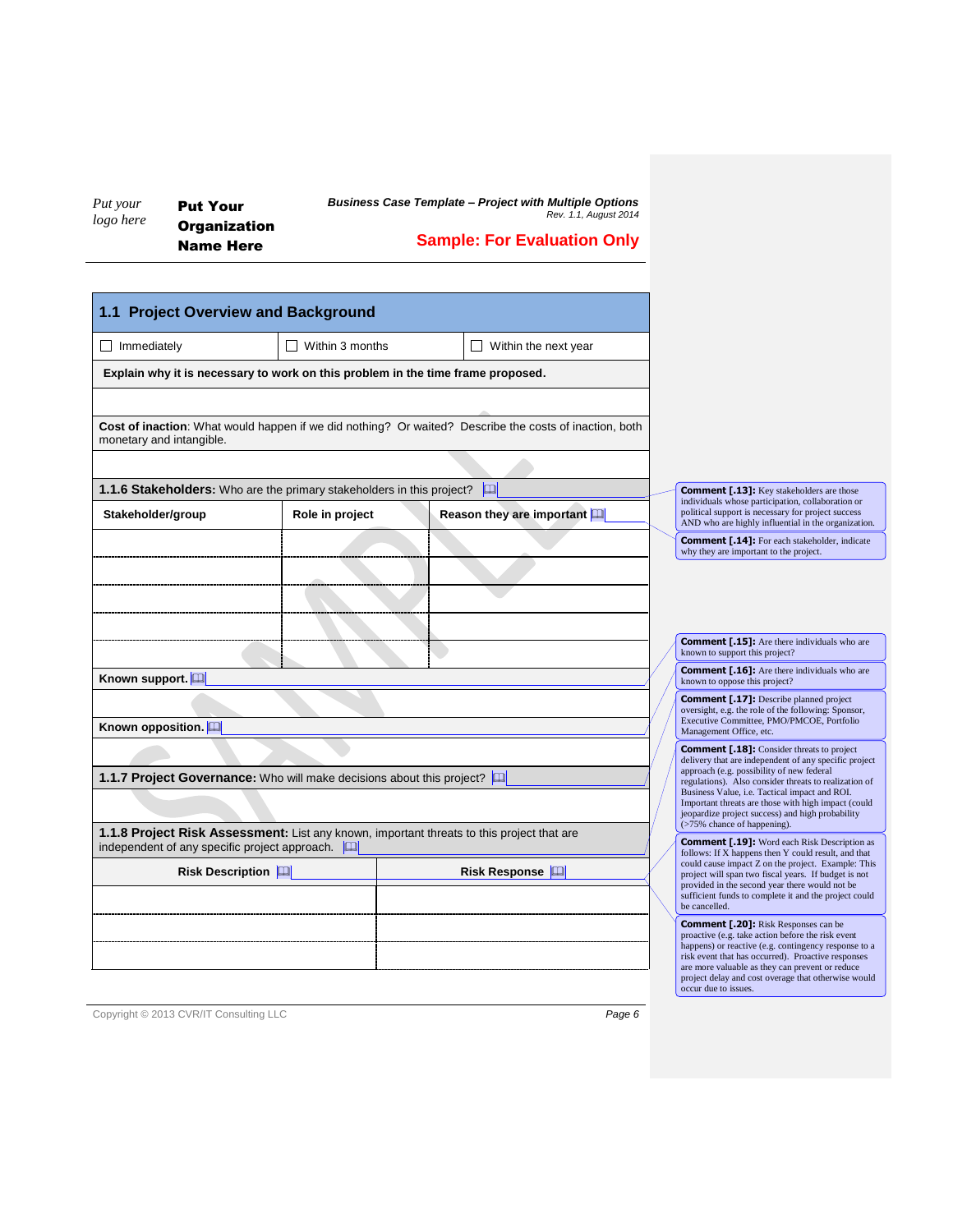## 1.1 Project Overview and Background

| ☐ Immediately | ☐ Within 3 months | ☐ Within the next year |
|---|---|---|

**Explain why it is necessary to work on this problem in the time frame proposed.**

**Cost of inaction**: What would happen if we did nothing? Or waited? Describe the costs of inaction, both monetary and intangible.

### 1.1.6 Stakeholders: Who are the primary stakeholders in this project?

| Stakeholder/group | Role in project | Reason they are important |
|---|---|---|
| | | |
| | | |
| | | |
| | | |
| | | |

**Known support.**

**Known opposition.**

### 1.1.7 Project Governance: Who will make decisions about this project?

### 1.1.8 Project Risk Assessment: List any known, important threats to this project that are independent of any specific project approach.

| Risk Description | Risk Response |
|---|---|
| | |
| | |
| | |

**Comment [.13]:** Key stakeholders are those individuals whose participation, collaboration or political support is necessary for project success AND who are highly influential in the organization.

**Comment [.14]:** For each stakeholder, indicate why they are important to the project.

**Comment [.15]:** Are there individuals who are known to support this project?

**Comment [.16]:** Are there individuals who are known to oppose this project?

**Comment [.17]:** Describe planned project oversight, e.g. the role of the following: Sponsor, Executive Committee, PMO/PMCOE, Portfolio Management Office, etc.

**Comment [.18]:** Consider threats to project delivery that are independent of any specific project approach (e.g. possibility of new federal regulations). Also consider threats to realization of Business Value, i.e. Tactical impact and ROI. Important threats are those with high impact (could jeopardize project success) and high probability (>75% chance of happening).

**Comment [.19]:** Word each Risk Description as follows: If X happens then Y could result, and that could cause impact Z on the project. Example: This project will span two fiscal years. If budget is not provided in the second year there would not be sufficient funds to complete it and the project could be cancelled.

**Comment [.20]:** Risk Responses can be proactive (e.g. take action before the risk event happens) or reactive (e.g. contingency response to a risk event that has occurred). Proactive responses are more valuable as they can prevent or reduce project delay and cost overage that otherwise would occur due to issues.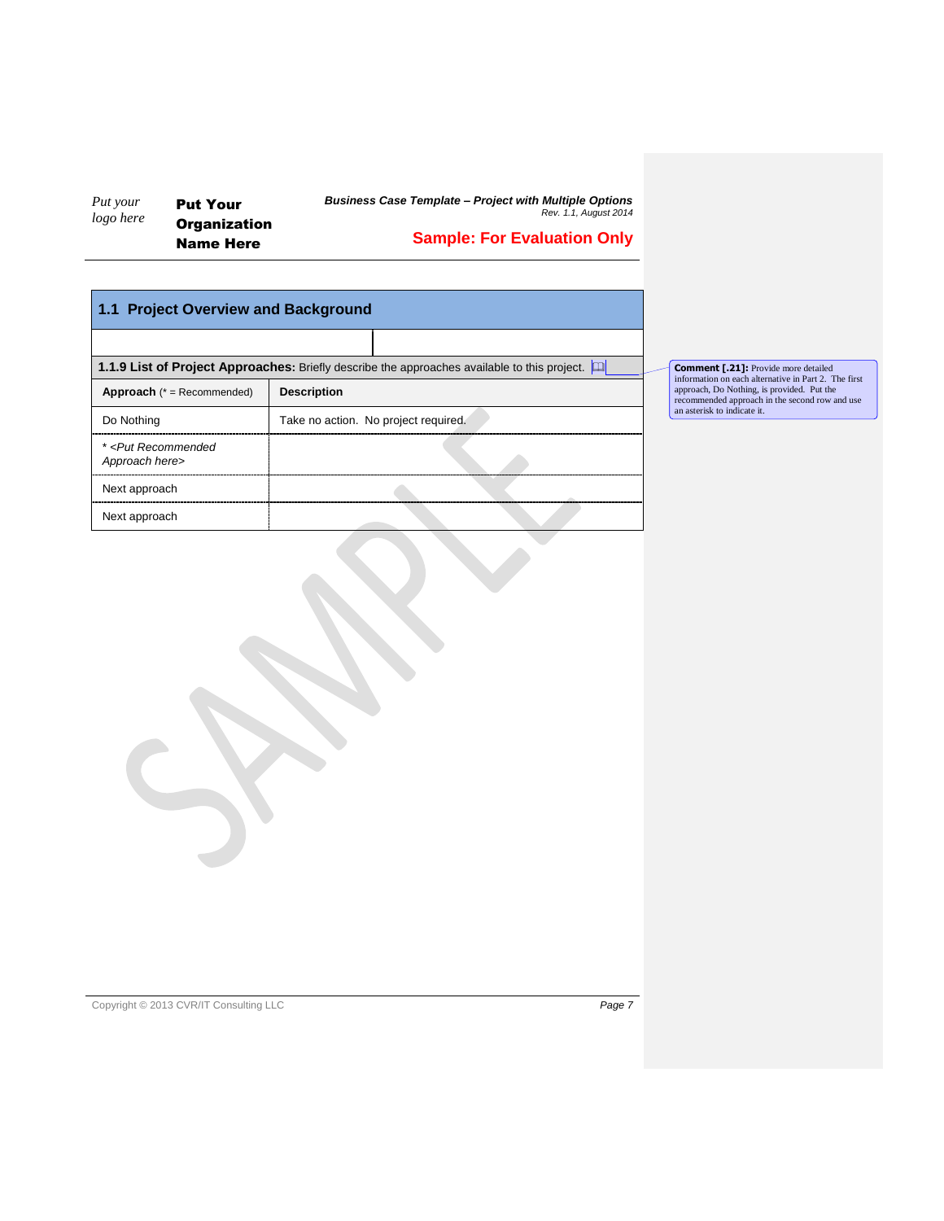## 1.1 Project Overview and Background

**1.1.9 List of Project Approaches:** Briefly describe the approaches available to this project.

| **Approach** (* = Recommended) | **Description** |
|---|---|
| Do Nothing | Take no action. No project required. |
| * *<Put Recommended Approach here>* | |
| Next approach | |
| Next approach | |

**Comment [.21]:** Provide more detailed information on each alternative in Part 2. The first approach, Do Nothing, is provided. Put the recommended approach in the second row and use an asterisk to indicate it.